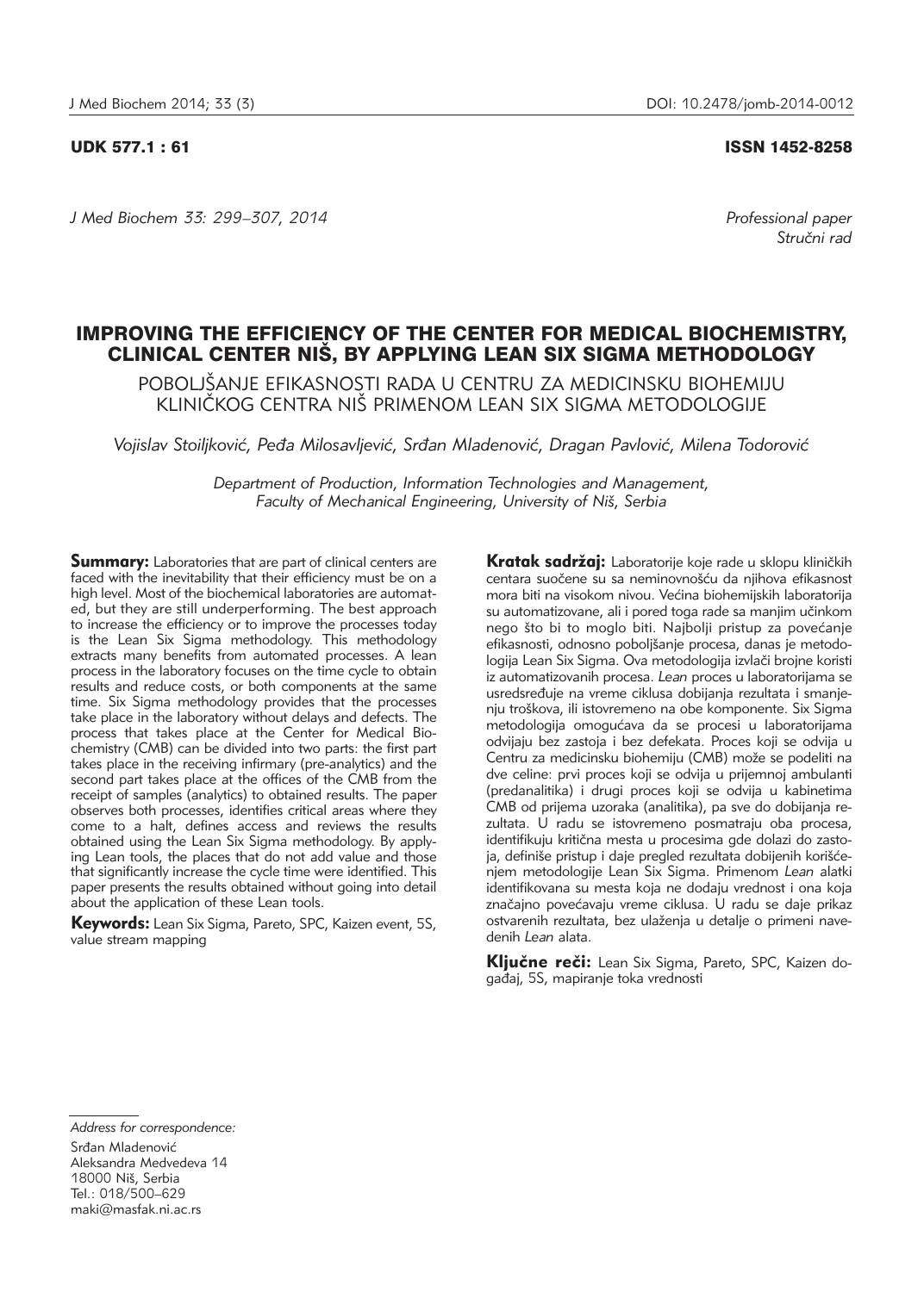UDK 577.1 : 61

ISSN 1452-8258

*J Med Biochem 33: 299–307, 2014*

*Professional paper*
*Stručni rad*

# IMPROVING THE EFFICIENCY OF THE CENTER FOR MEDICAL BIOCHEMISTRY, CLINICAL CENTER NIŠ, BY APPLYING LEAN SIX SIGMA METHODOLOGY

## POBOLJŠANJE EFIKASNOSTI RADA U CENTRU ZA MEDICINSKU BIOHEMIJU KLINIČKOG CENTRA NIŠ PRIMENOM LEAN SIX SIGMA METODOLOGIJE

*Vojislav Stoiljković, Peđa Milosavljević, Srđan Mladenović, Dragan Pavlović, Milena Todorović*

*Department of Production, Information Technologies and Management, Faculty of Mechanical Engineering, University of Niš, Serbia*

**Summary:** Laboratories that are part of clinical centers are faced with the inevitability that their efficiency must be on a high level. Most of the biochemical laboratories are automated, but they are still underperforming. The best approach to increase the efficiency or to improve the processes today is the Lean Six Sigma methodology. This methodology extracts many benefits from automated processes. A lean process in the laboratory focuses on the time cycle to obtain results and reduce costs, or both components at the same time. Six Sigma methodology provides that the processes take place in the laboratory without delays and defects. The process that takes place at the Center for Medical Biochemistry (CMB) can be divided into two parts: the first part takes place in the receiving infirmary (pre-analytics) and the second part takes place at the offices of the CMB from the receipt of samples (analytics) to obtained results. The paper observes both processes, identifies critical areas where they come to a halt, defines access and reviews the results obtained using the Lean Six Sigma methodology. By applying Lean tools, the places that do not add value and those that significantly increase the cycle time were identified. This paper presents the results obtained without going into detail about the application of these Lean tools.

**Keywords:** Lean Six Sigma, Pareto, SPC, Kaizen event, 5S, value stream mapping

**Kratak sadržaj:** Laboratorije koje rade u sklopu kliničkih centara suočene su sa neminovnošću da njihova efikasnost mora biti na visokom nivou. Većina biohemijskih laboratorija su automatizovane, ali i pored toga rade sa manjim učinkom nego što bi to moglo biti. Najbolji pristup za povećanje efikasnosti, odnosno poboljšanje procesa, danas je metodologija Lean Six Sigma. Ova metodologija izvlači brojne koristi iz automatizovanih procesa. *Lean* proces u laboratorijama se usredsređuje na vreme ciklusa dobijanja rezultata i smanjenju troškova, ili istovremeno na obe komponente. Six Sigma metodologija omogućava da se procesi u laboratorijama odvijaju bez zastoja i bez defekata. Proces koji se odvija u Centru za medicinsku biohemiju (CMB) može se podeliti na dve celine: prvi proces koji se odvija u prijemnoj ambulanti (predanalitika) i drugi proces koji se odvija u kabinetima CMB od prijema uzoraka (analitika), pa se do dobijanja rezultata. U radu se istovremeno posmatraju oba procesa, identifikuju kritična mesta u procesima gde dolazi do zastoja, definiše pristup i daje pregled rezultata dobijenih korišćenjem metodologije Lean Six Sigma. Primenom *Lean* alatki identifikovana su mesta koja ne dodaju vrednost i ona koja značajno povećavaju vreme ciklusa. U radu se daje prikaz ostvarenih rezultata, bez ulaženja u detalje o primeni navedenih *Lean* alata.

**Ključne reči:** Lean Six Sigma, Pareto, SPC, Kaizen događaj, 5S, mapiranje toka vrednosti

*Address for correspondence:*
Srđan Mladenović
Aleksandra Medvedeva 14
18000 Niš, Serbia
Tel.: 018/500–629
maki@masfak.ni.ac.rs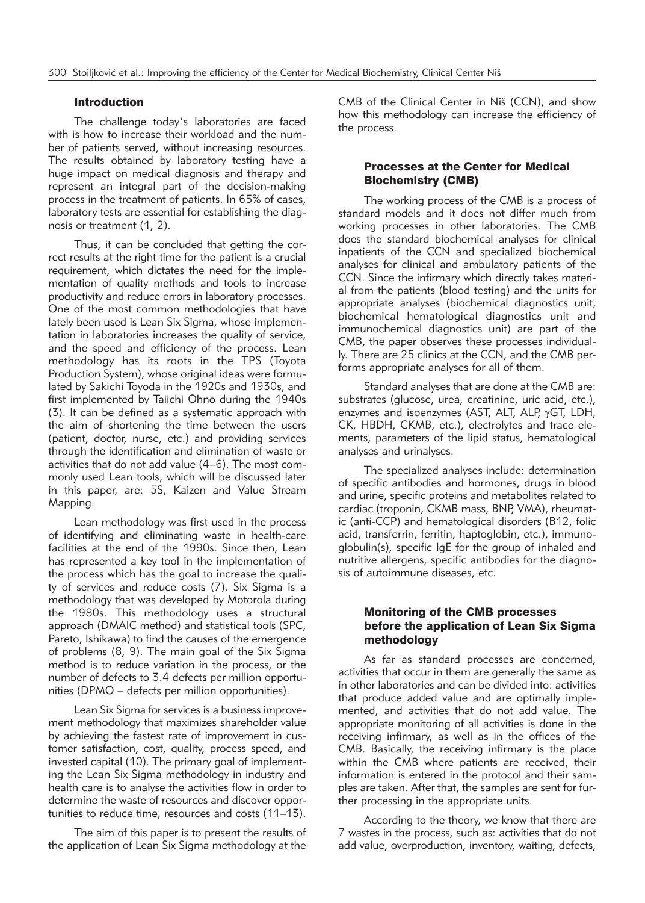## Introduction

The challenge today's laboratories are faced with is how to increase their workload and the number of patients served, without increasing resources. The results obtained by laboratory testing have a huge impact on medical diagnosis and therapy and represent an integral part of the decision-making process in the treatment of patients. In 65% of cases, laboratory tests are essential for establishing the diagnosis or treatment (1, 2).

Thus, it can be concluded that getting the correct results at the right time for the patient is a crucial requirement, which dictates the need for the implementation of quality methods and tools to increase productivity and reduce errors in laboratory processes. One of the most common methodologies that have lately been used is Lean Six Sigma, whose implementation in laboratories increases the quality of service, and the speed and efficiency of the process. Lean methodology has its roots in the TPS (Toyota Production System), whose original ideas were formulated by Sakichi Toyoda in the 1920s and 1930s, and first implemented by Taiichi Ohno during the 1940s (3). It can be defined as a systematic approach with the aim of shortening the time between the users (patient, doctor, nurse, etc.) and providing services through the identification and elimination of waste or activities that do not add value (4–6). The most commonly used Lean tools, which will be discussed later in this paper, are: 5S, Kaizen and Value Stream Mapping.

Lean methodology was first used in the process of identifying and eliminating waste in health-care facilities at the end of the 1990s. Since then, Lean has represented a key tool in the implementation of the process which has the goal to increase the quality of services and reduce costs (7). Six Sigma is a methodology that was developed by Motorola during the 1980s. This methodology uses a structural approach (DMAIC method) and statistical tools (SPC, Pareto, Ishikawa) to find the causes of the emergence of problems (8, 9). The main goal of the Six Sigma method is to reduce variation in the process, or the number of defects to 3.4 defects per million opportunities (DPMO – defects per million opportunities).

Lean Six Sigma for services is a business improvement methodology that maximizes shareholder value by achieving the fastest rate of improvement in customer satisfaction, cost, quality, process speed, and invested capital (10). The primary goal of implementing the Lean Six Sigma methodology in industry and health care is to analyse the activities flow in order to determine the waste of resources and discover opportunities to reduce time, resources and costs (11–13).

The aim of this paper is to present the results of the application of Lean Six Sigma methodology at the CMB of the Clinical Center in Niš (CCN), and show how this methodology can increase the efficiency of the process.

## Processes at the Center for Medical Biochemistry (CMB)

The working process of the CMB is a process of standard models and it does not differ much from working processes in other laboratories. The CMB does the standard biochemical analyses for clinical inpatients of the CCN and specialized biochemical analyses for clinical and ambulatory patients of the CCN. Since the infirmary which directly takes material from the patients (blood testing) and the units for appropriate analyses (biochemical diagnostics unit, biochemical hematological diagnostics unit and immunochemical diagnostics unit) are part of the CMB, the paper observes these processes individually. There are 25 clinics at the CCN, and the CMB performs appropriate analyses for all of them.

Standard analyses that are done at the CMB are: substrates (glucose, urea, creatinine, uric acid, etc.), enzymes and isoenzymes (AST, ALT, ALP, $\gamma$GT, LDH, CK, HBDH, CKMB, etc.), electrolytes and trace elements, parameters of the lipid status, hematological analyses and urinalyses.

The specialized analyses include: determination of specific antibodies and hormones, drugs in blood and urine, specific proteins and metabolites related to cardiac (troponin, CKMB mass, BNP, VMA), rheumatic (anti-CCP) and hematological disorders (B12, folic acid, transferrin, ferritin, haptoglobin, etc.), immunoglobulin(s), specific IgE for the group of inhaled and nutritive allergens, specific antibodies for the diagnosis of autoimmune diseases, etc.

## Monitoring of the CMB processes before the application of Lean Six Sigma methodology

As far as standard processes are concerned, activities that occur in them are generally the same as in other laboratories and can be divided into: activities that produce added value and are optimally implemented, and activities that do not add value. The appropriate monitoring of all activities is done in the receiving infirmary, as well as in the offices of the CMB. Basically, the receiving infirmary is the place within the CMB where patients are received, their information is entered in the protocol and their samples are taken. After that, the samples are sent for further processing in the appropriate units.

According to the theory, we know that there are 7 wastes in the process, such as: activities that do not add value, overproduction, inventory, waiting, defects,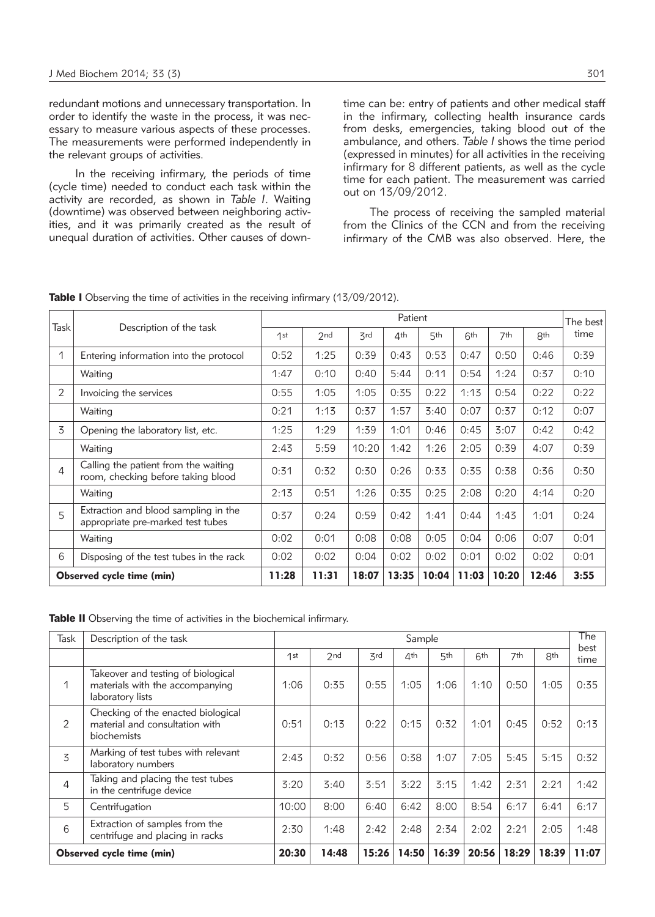redundant motions and unnecessary transportation. In order to identify the waste in the process, it was necessary to measure various aspects of these processes. The measurements were performed independently in the relevant groups of activities.

In the receiving infirmary, the periods of time (cycle time) needed to conduct each task within the activity are recorded, as shown in *Table I*. Waiting (downtime) was observed between neighboring activities, and it was primarily created as the result of unequal duration of activities. Other causes of downtime can be: entry of patients and other medical staff in the infirmary, collecting health insurance cards from desks, emergencies, taking blood out of the ambulance, and others. *Table I* shows the time period (expressed in minutes) for all activities in the receiving infirmary for 8 different patients, as well as the cycle time for each patient. The measurement was carried out on 13/09/2012.

The process of receiving the sampled material from the Clinics of the CCN and from the receiving infirmary of the CMB was also observed. Here, the

**Table I** Observing the time of activities in the receiving infirmary (13/09/2012).

| Task | Description of the task | Patient | | | | | | | | The best time |
|---|---|---|---|---|---|---|---|---|---|---|
| | | 1st | 2nd | 3rd | 4th | 5th | 6th | 7th | 8th | |
| 1 | Entering information into the protocol | 0:52 | 1:25 | 0:39 | 0:43 | 0:53 | 0:47 | 0:50 | 0:46 | 0:39 |
| | Waiting | 1:47 | 0:10 | 0:40 | 5:44 | 0:11 | 0:54 | 1:24 | 0:37 | 0:10 |
| 2 | Invoicing the services | 0:55 | 1:05 | 1:05 | 0:35 | 0:22 | 1:13 | 0:54 | 0:22 | 0:22 |
| | Waiting | 0:21 | 1:13 | 0:37 | 1:57 | 3:40 | 0:07 | 0:37 | 0:12 | 0:07 |
| 3 | Opening the laboratory list, etc. | 1:25 | 1:29 | 1:39 | 1:01 | 0:46 | 0:45 | 3:07 | 0:42 | 0:42 |
| | Waiting | 2:43 | 5:59 | 10:20 | 1:42 | 1:26 | 2:05 | 0:39 | 4:07 | 0:39 |
| 4 | Calling the patient from the waiting room, checking before taking blood | 0:31 | 0:32 | 0:30 | 0:26 | 0:33 | 0:35 | 0:38 | 0:36 | 0:30 |
| | Waiting | 2:13 | 0:51 | 1:26 | 0:35 | 0:25 | 2:08 | 0:20 | 4:14 | 0:20 |
| 5 | Extraction and blood sampling in the appropriate pre-marked test tubes | 0:37 | 0:24 | 0:59 | 0:42 | 1:41 | 0:44 | 1:43 | 1:01 | 0:24 |
| | Waiting | 0:02 | 0:01 | 0:08 | 0:08 | 0:05 | 0:04 | 0:06 | 0:07 | 0:01 |
| 6 | Disposing of the test tubes in the rack | 0:02 | 0:02 | 0:04 | 0:02 | 0:02 | 0:01 | 0:02 | 0:02 | 0:01 |
| **Observed cycle time (min)** | | **11:28** | **11:31** | **18:07** | **13:35** | **10:04** | **11:03** | **10:20** | **12:46** | **3:55** |

**Table II** Observing the time of activities in the biochemical infirmary.

| Task | Description of the task | Sample | | | | | | | | The best time |
|---|---|---|---|---|---|---|---|---|---|---|
| | | 1st | 2nd | 3rd | 4th | 5th | 6th | 7th | 8th | |
| 1 | Takeover and testing of biological materials with the accompanying laboratory lists | 1:06 | 0:35 | 0:55 | 1:05 | 1:06 | 1:10 | 0:50 | 1:05 | 0:35 |
| 2 | Checking of the enacted biological material and consultation with biochemists | 0:51 | 0:13 | 0:22 | 0:15 | 0:32 | 1:01 | 0:45 | 0:52 | 0:13 |
| 3 | Marking of test tubes with relevant laboratory numbers | 2:43 | 0:32 | 0:56 | 0:38 | 1:07 | 7:05 | 5:45 | 5:15 | 0:32 |
| 4 | Taking and placing the test tubes in the centrifuge device | 3:20 | 3:40 | 3:51 | 3:22 | 3:15 | 1:42 | 2:31 | 2:21 | 1:42 |
| 5 | Centrifugation | 10:00 | 8:00 | 6:40 | 6:42 | 8:00 | 8:54 | 6:17 | 6:41 | 6:17 |
| 6 | Extraction of samples from the centrifuge and placing in racks | 2:30 | 1:48 | 2:42 | 2:48 | 2:34 | 2:02 | 2:21 | 2:05 | 1:48 |
| **Observed cycle time (min)** | | **20:30** | **14:48** | **15:26** | **14:50** | **16:39** | **20:56** | **18:29** | **18:39** | **11:07** |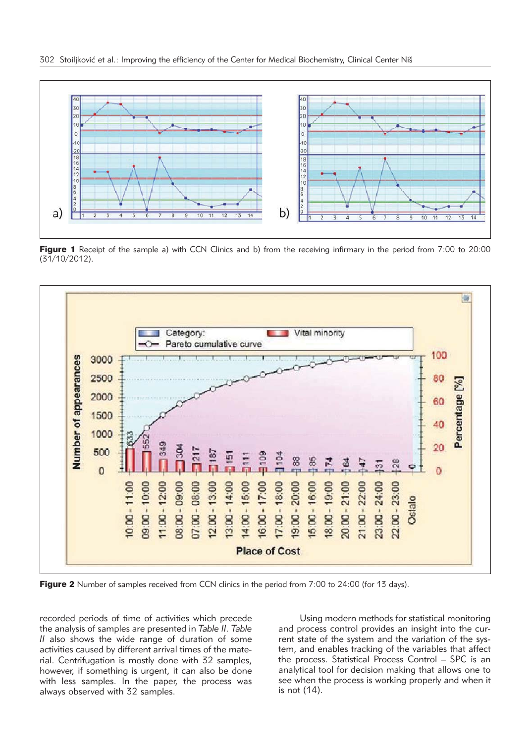Figure 1 Receipt of the sample a) with CCN Clinics and b) from the receiving infirmary in the period from 7:00 to 20:00 (31/10/2012).

Figure 2 Number of samples received from CCN clinics in the period from 7:00 to 24:00 (for 13 days).

recorded periods of time of activities which precede the analysis of samples are presented in *Table II*. *Table II* also shows the wide range of duration of some activities caused by different arrival times of the material. Centrifugation is mostly done with 32 samples, however, if something is urgent, it can also be done with less samples. In the paper, the process was always observed with 32 samples.

Using modern methods for statistical monitoring and process control provides an insight into the current state of the system and the variation of the system, and enables tracking of the variables that affect the process. Statistical Process Control – SPC is an analytical tool for decision making that allows one to see when the process is working properly and when it is not (14).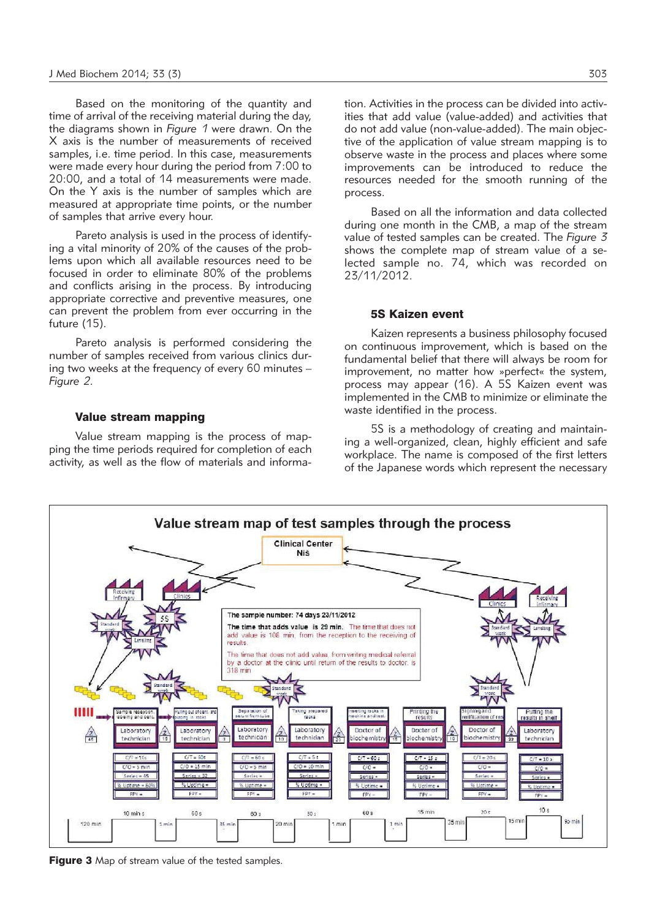Based on the monitoring of the quantity and time of arrival of the receiving material during the day, the diagrams shown in *Figure 1* were drawn. On the X axis is the number of measurements of received samples, i.e. time period. In this case, measurements were made every hour during the period from 7:00 to 20:00, and a total of 14 measurements were made. On the Y axis is the number of samples which are measured at appropriate time points, or the number of samples that arrive every hour.

Pareto analysis is used in the process of identifying a vital minority of 20% of the causes of the problems upon which all available resources need to be focused in order to eliminate 80% of the problems and conflicts arising in the process. By introducing appropriate corrective and preventive measures, one can prevent the problem from ever occurring in the future (15).

Pareto analysis is performed considering the number of samples received from various clinics during two weeks at the frequency of every 60 minutes – *Figure 2*.

### Value stream mapping

Value stream mapping is the process of mapping the time periods required for completion of each activity, as well as the flow of materials and information. Activities in the process can be divided into activities that add value (value-added) and activities that do not add value (non-value-added). The main objective of the application of value stream mapping is to observe waste in the process and places where some improvements can be introduced to reduce the resources needed for the smooth running of the process.

Based on all the information and data collected during one month in the CMB, a map of the stream value of tested samples can be created. The *Figure 3* shows the complete map of stream value of a selected sample no. 74, which was recorded on 23/11/2012.

### 5S Kaizen event

Kaizen represents a business philosophy focused on continuous improvement, which is based on the fundamental belief that there will always be room for improvement, no matter how »perfect« the system, process may appear (16). A 5S Kaizen event was implemented in the CMB to minimize or eliminate the waste identified in the process.

5S is a methodology of creating and maintaining a well-organized, clean, highly efficient and safe workplace. The name is composed of the first letters of the Japanese words which represent the necessary

**Figure 3** Map of stream value of the tested samples.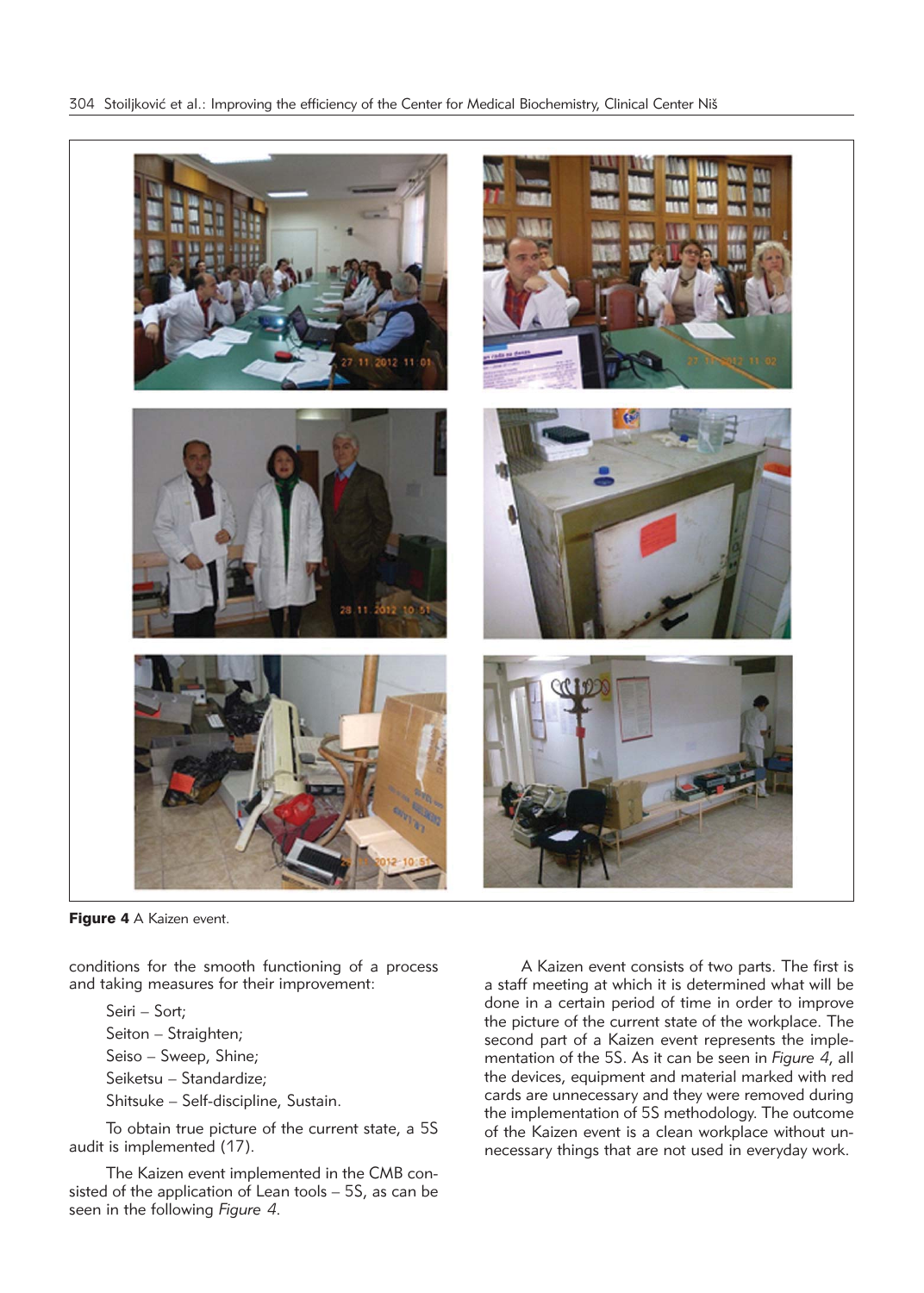Figure 4 A Kaizen event.

conditions for the smooth functioning of a process and taking measures for their improvement:

- Seiri – Sort;
- Seiton – Straighten;
- Seiso – Sweep, Shine;
- Seiketsu – Standardize;
- Shitsuke – Self-discipline, Sustain.

To obtain true picture of the current state, a 5S audit is implemented (17).

The Kaizen event implemented in the CMB consisted of the application of Lean tools – 5S, as can be seen in the following *Figure 4*.

A Kaizen event consists of two parts. The first is a staff meeting at which it is determined what will be done in a certain period of time in order to improve the picture of the current state of the workplace. The second part of a Kaizen event represents the implementation of the 5S. As it can be seen in *Figure 4*, all the devices, equipment and material marked with red cards are unnecessary and they were removed during the implementation of 5S methodology. The outcome of the Kaizen event is a clean workplace without unnecessary things that are not used in everyday work.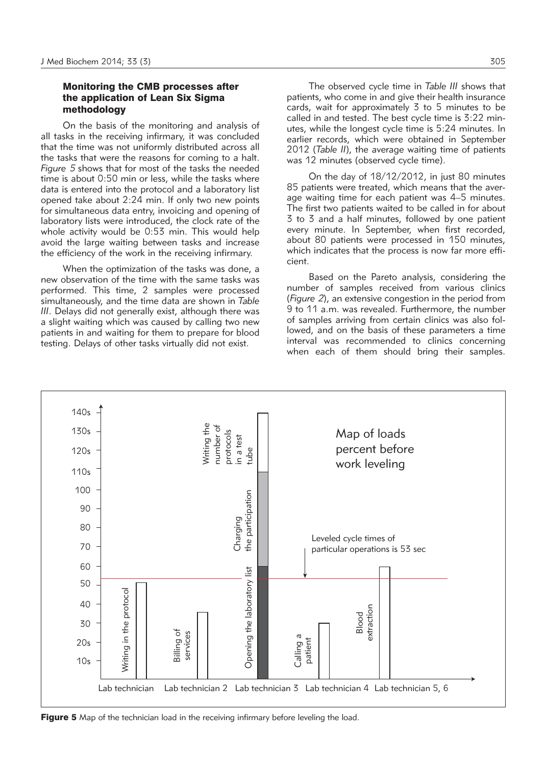### Monitoring the CMB processes after the application of Lean Six Sigma methodology

On the basis of the monitoring and analysis of all tasks in the receiving infirmary, it was concluded that the time was not uniformly distributed across all the tasks that were the reasons for coming to a halt. *Figure 5* shows that for most of the tasks the needed time is about 0:50 min or less, while the tasks where data is entered into the protocol and a laboratory list opened take about 2:24 min. If only two new points for simultaneous data entry, invoicing and opening of laboratory lists were introduced, the clock rate of the whole activity would be 0:53 min. This would help avoid the large waiting between tasks and increase the efficiency of the work in the receiving infirmary.

When the optimization of the tasks was done, a new observation of the time with the same tasks was performed. This time, 2 samples were processed simultaneously, and the time data are shown in *Table III*. Delays did not generally exist, although there was a slight waiting which was caused by calling two new patients in and waiting for them to prepare for blood testing. Delays of other tasks virtually did not exist.

The observed cycle time in *Table III* shows that patients, who come in and give their health insurance cards, wait for approximately 3 to 5 minutes to be called in and tested. The best cycle time is 3:22 minutes, while the longest cycle time is 5:24 minutes. In earlier records, which were obtained in September 2012 (*Table II*), the average waiting time of patients was 12 minutes (observed cycle time).

On the day of 18/12/2012, in just 80 minutes 85 patients were treated, which means that the average waiting time for each patient was 4–5 minutes. The first two patients waited to be called in for about 3 to 3 and a half minutes, followed by one patient every minute. In September, when first recorded, about 80 patients were processed in 150 minutes, which indicates that the process is now far more efficient.

Based on the Pareto analysis, considering the number of samples received from various clinics (*Figure 2*), an extensive congestion in the period from 9 to 11 a.m. was revealed. Furthermore, the number of samples arriving from certain clinics was also followed, and on the basis of these parameters a time interval was recommended to clinics concerning when each of them should bring their samples.

**Figure 5** Map of the technician load in the receiving infirmary before leveling the load.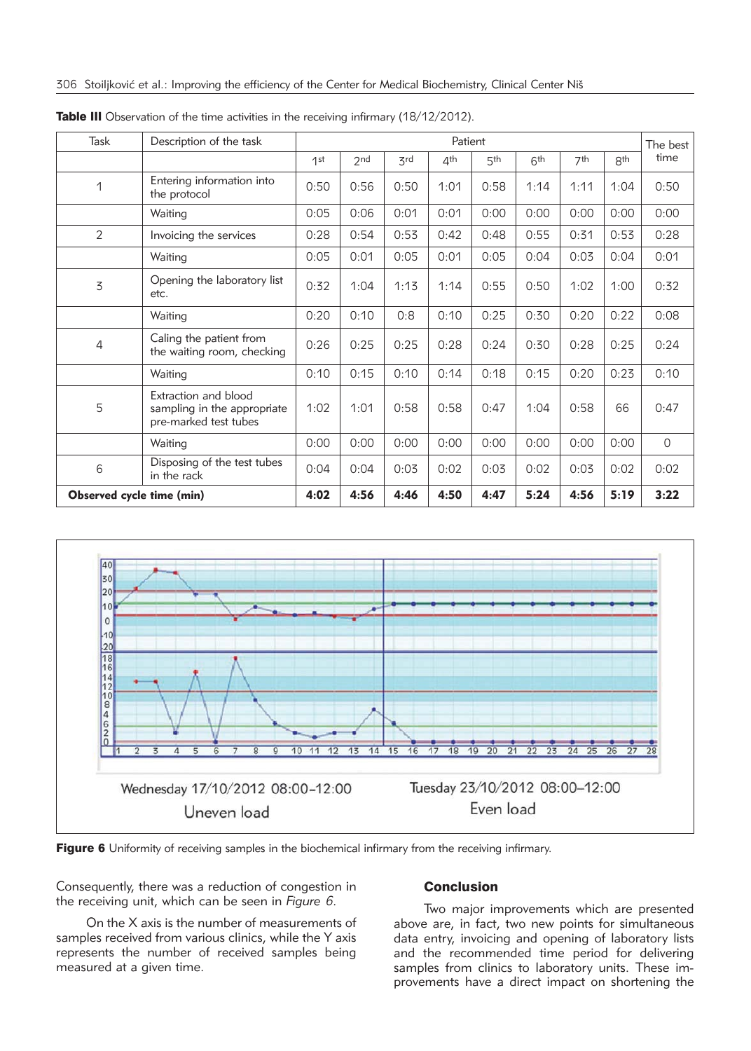**Table III** Observation of the time activities in the receiving infirmary (18/12/2012).

| Task | Description of the task | Patient | | | | | | | | The best time |
|---|---|---|---|---|---|---|---|---|---|---|
| | | 1st | 2nd | 3rd | 4th | 5th | 6th | 7th | 8th | |
| 1 | Entering information into the protocol | 0:50 | 0:56 | 0:50 | 1:01 | 0:58 | 1:14 | 1:11 | 1:04 | 0:50 |
| | Waiting | 0:05 | 0:06 | 0:01 | 0:01 | 0:00 | 0:00 | 0:00 | 0:00 | 0:00 |
| 2 | Invoicing the services | 0:28 | 0:54 | 0:53 | 0:42 | 0:48 | 0:55 | 0:31 | 0:53 | 0:28 |
| | Waiting | 0:05 | 0:01 | 0:05 | 0:01 | 0:05 | 0:04 | 0:03 | 0:04 | 0:01 |
| 3 | Opening the laboratory list etc. | 0:32 | 1:04 | 1:13 | 1:14 | 0:55 | 0:50 | 1:02 | 1:00 | 0:32 |
| | Waiting | 0:20 | 0:10 | 0:8 | 0:10 | 0:25 | 0:30 | 0:20 | 0:22 | 0:08 |
| 4 | Caling the patient from the waiting room, checking | 0:26 | 0:25 | 0:25 | 0:28 | 0:24 | 0:30 | 0:28 | 0:25 | 0:24 |
| | Waiting | 0:10 | 0:15 | 0:10 | 0:14 | 0:18 | 0:15 | 0:20 | 0:23 | 0:10 |
| 5 | Extraction and blood sampling in the appropriate pre-marked test tubes | 1:02 | 1:01 | 0:58 | 0:58 | 0:47 | 1:04 | 0:58 | 66 | 0:47 |
| | Waiting | 0:00 | 0:00 | 0:00 | 0:00 | 0:00 | 0:00 | 0:00 | 0:00 | 0 |
| 6 | Disposing of the test tubes in the rack | 0:04 | 0:04 | 0:03 | 0:02 | 0:03 | 0:02 | 0:03 | 0:02 | 0:02 |
| **Observed cycle time (min)** | | **4:02** | **4:56** | **4:46** | **4:50** | **4:47** | **5:24** | **4:56** | **5:19** | **3:22** |

Wednesday 17/10/2012 08:00–12:00
Uneven load

Tuesday 23/10/2012 08:00–12:00
Even load

**Figure 6** Uniformity of receiving samples in the biochemical infirmary from the receiving infirmary.

Consequently, there was a reduction of congestion in the receiving unit, which can be seen in *Figure 6*.

On the X axis is the number of measurements of samples received from various clinics, while the Y axis represents the number of received samples being measured at a given time.

## Conclusion

Two major improvements which are presented above are, in fact, two new points for simultaneous data entry, invoicing and opening of laboratory lists and the recommended time period for delivering samples from clinics to laboratory units. These improvements have a direct impact on shortening the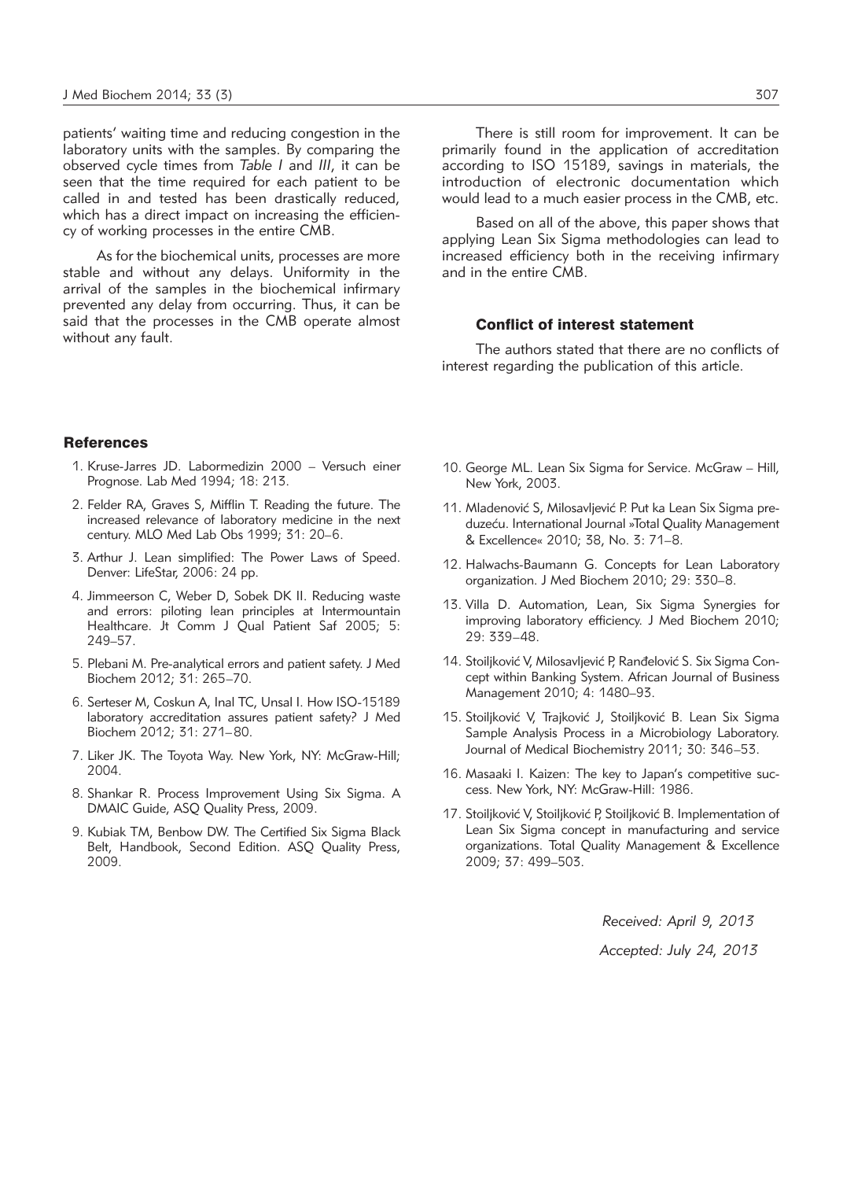patients' waiting time and reducing congestion in the laboratory units with the samples. By comparing the observed cycle times from *Table I* and *III*, it can be seen that the time required for each patient to be called in and tested has been drastically reduced, which has a direct impact on increasing the efficiency of working processes in the entire CMB.

As for the biochemical units, processes are more stable and without any delays. Uniformity in the arrival of the samples in the biochemical infirmary prevented any delay from occurring. Thus, it can be said that the processes in the CMB operate almost without any fault.

There is still room for improvement. It can be primarily found in the application of accreditation according to ISO 15189, savings in materials, the introduction of electronic documentation which would lead to a much easier process in the CMB, etc.

Based on all of the above, this paper shows that applying Lean Six Sigma methodologies can lead to increased efficiency both in the receiving infirmary and in the entire CMB.

### Conflict of interest statement

The authors stated that there are no conflicts of interest regarding the publication of this article.

### References

1. Kruse-Jarres JD. Labormedizin 2000 – Versuch einer Prognose. Lab Med 1994; 18: 213.
2. Felder RA, Graves S, Mifflin T. Reading the future. The increased relevance of laboratory medicine in the next century. MLO Med Lab Obs 1999; 31: 20–6.
3. Arthur J. Lean simplified: The Power Laws of Speed. Denver: LifeStar, 2006: 24 pp.
4. Jimmeerson C, Weber D, Sobek DK II. Reducing waste and errors: piloting lean principles at Intermountain Healthcare. Jt Comm J Qual Patient Saf 2005; 5: 249–57.
5. Plebani M. Pre-analytical errors and patient safety. J Med Biochem 2012; 31: 265–70.
6. Serteser M, Coskun A, Inal TC, Unsal I. How ISO-15189 laboratory accreditation assures patient safety? J Med Biochem 2012; 31: 271–80.
7. Liker JK. The Toyota Way. New York, NY: McGraw-Hill; 2004.
8. Shankar R. Process Improvement Using Six Sigma. A DMAIC Guide, ASQ Quality Press, 2009.
9. Kubiak TM, Benbow DW. The Certified Six Sigma Black Belt, Handbook, Second Edition. ASQ Quality Press, 2009.
10. George ML. Lean Six Sigma for Service. McGraw – Hill, New York, 2003.
11. Mladenović S, Milosavljević P. Put ka Lean Six Sigma preduzeću. International Journal »Total Quality Management & Excellence« 2010; 38, No. 3: 71–8.
12. Halwachs-Baumann G. Concepts for Lean Laboratory organization. J Med Biochem 2010; 29: 330–8.
13. Villa D. Automation, Lean, Six Sigma Synergies for improving laboratory efficiency. J Med Biochem 2010; 29: 339–48.
14. Stoiljković V, Milosavljević P, Ranđelović S. Six Sigma Concept within Banking System. African Journal of Business Management 2010; 4: 1480–93.
15. Stoiljković V, Trajković J, Stoiljković B. Lean Six Sigma Sample Analysis Process in a Microbiology Laboratory. Journal of Medical Biochemistry 2011; 30: 346–53.
16. Masaaki I. Kaizen: The key to Japan's competitive success. New York, NY: McGraw-Hill: 1986.
17. Stoiljković V, Stoiljković P, Stoiljković B. Implementation of Lean Six Sigma concept in manufacturing and service organizations. Total Quality Management & Excellence 2009; 37: 499–503.

*Received: April 9, 2013*

*Accepted: July 24, 2013*